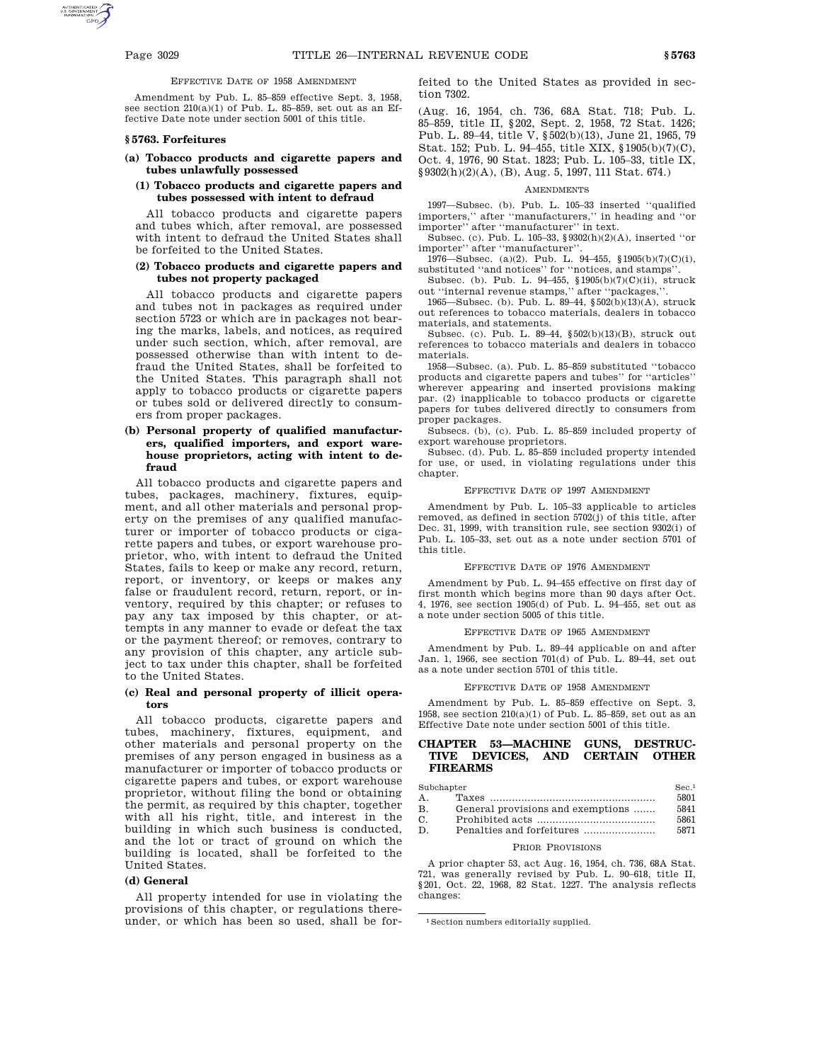EFFECTIVE DATE OF 1958 AMENDMENT

Amendment by Pub. L. 85–859 effective Sept. 3, 1958, see section 210(a)(1) of Pub. L. 85–859, set out as an Effective Date note under section 5001 of this title.

## § 5763. Forfeitures

### (a) Tobacco products and cigarette papers and tubes unlawfully possessed

#### (1) Tobacco products and cigarette papers and tubes possessed with intent to defraud

All tobacco products and cigarette papers and tubes which, after removal, are possessed with intent to defraud the United States shall be forfeited to the United States.

#### (2) Tobacco products and cigarette papers and tubes not property packaged

All tobacco products and cigarette papers and tubes not in packages as required under section 5723 or which are in packages not bearing the marks, labels, and notices, as required under such section, which, after removal, are possessed otherwise than with intent to defraud the United States, shall be forfeited to the United States. This paragraph shall not apply to tobacco products or cigarette papers or tubes sold or delivered directly to consumers from proper packages.

### (b) Personal property of qualified manufacturers, qualified importers, and export warehouse proprietors, acting with intent to defraud

All tobacco products and cigarette papers and tubes, packages, machinery, fixtures, equipment, and all other materials and personal property on the premises of any qualified manufacturer or importer of tobacco products or cigarette papers and tubes, or export warehouse proprietor, who, with intent to defraud the United States, fails to keep or make any record, return, report, or inventory, or keeps or makes any false or fraudulent record, return, report, or inventory, required by this chapter; or refuses to pay any tax imposed by this chapter, or attempts in any manner to evade or defeat the tax or the payment thereof; or removes, contrary to any provision of this chapter, any article subject to tax under this chapter, shall be forfeited to the United States.

### (c) Real and personal property of illicit operators

All tobacco products, cigarette papers and tubes, machinery, fixtures, equipment, and other materials and personal property on the premises of any person engaged in business as a manufacturer or importer of tobacco products or cigarette papers and tubes, or export warehouse proprietor, without filing the bond or obtaining the permit, as required by this chapter, together with all his right, title, and interest in the building in which such business is conducted, and the lot or tract of ground on which the building is located, shall be forfeited to the United States.

### (d) General

All property intended for use in violating the provisions of this chapter, or regulations thereunder, or which has been so used, shall be forfeited to the United States as provided in section 7302.

(Aug. 16, 1954, ch. 736, 68A Stat. 718; Pub. L. 85–859, title II, §202, Sept. 2, 1958, 72 Stat. 1426; Pub. L. 89–44, title V, §502(b)(13), June 21, 1965, 79 Stat. 152; Pub. L. 94–455, title XIX, §1905(b)(7)(C), Oct. 4, 1976, 90 Stat. 1823; Pub. L. 105–33, title IX, §9302(h)(2)(A), (B), Aug. 5, 1997, 111 Stat. 674.)

AMENDMENTS

1997—Subsec. (b). Pub. L. 105–33 inserted ''qualified importers,'' after ''manufacturers,'' in heading and ''or importer'' after ''manufacturer'' in text.

Subsec. (c). Pub. L. 105–33, §9302(h)(2)(A), inserted ''or importer'' after ''manufacturer''.

1976—Subsec. (a)(2). Pub. L. 94–455, §1905(b)(7)(C)(i), substituted ''and notices'' for ''notices, and stamps''.

Subsec. (b). Pub. L. 94–455, §1905(b)(7)(C)(ii), struck out ''internal revenue stamps,'' after ''packages,''.

1965—Subsec. (b). Pub. L. 89–44, §502(b)(13)(A), struck out references to tobacco materials, dealers in tobacco materials, and statements.

Subsec. (c). Pub. L. 89–44, §502(b)(13)(B), struck out references to tobacco materials and dealers in tobacco materials.

1958—Subsec. (a). Pub. L. 85–859 substituted ''tobacco products and cigarette papers and tubes'' for ''articles'' wherever appearing and inserted provisions making par. (2) inapplicable to tobacco products or cigarette papers for tubes delivered directly to consumers from proper packages.

Subsecs. (b), (c). Pub. L. 85–859 included property of export warehouse proprietors.

Subsec. (d). Pub. L. 85–859 included property intended for use, or used, in violating regulations under this chapter.

EFFECTIVE DATE OF 1997 AMENDMENT

Amendment by Pub. L. 105–33 applicable to articles removed, as defined in section 5702(j) of this title, after Dec. 31, 1999, with transition rule, see section 9302(i) of Pub. L. 105–33, set out as a note under section 5701 of this title.

EFFECTIVE DATE OF 1976 AMENDMENT

Amendment by Pub. L. 94–455 effective on first day of first month which begins more than 90 days after Oct. 4, 1976, see section 1905(d) of Pub. L. 94–455, set out as a note under section 5005 of this title.

EFFECTIVE DATE OF 1965 AMENDMENT

Amendment by Pub. L. 89–44 applicable on and after Jan. 1, 1966, see section 701(d) of Pub. L. 89–44, set out as a note under section 5701 of this title.

EFFECTIVE DATE OF 1958 AMENDMENT

Amendment by Pub. L. 85–859 effective on Sept. 3, 1958, see section 210(a)(1) of Pub. L. 85–859, set out as an Effective Date note under section 5001 of this title.

# CHAPTER 53—MACHINE GUNS, DESTRUCTIVE DEVICES, AND CERTAIN OTHER FIREARMS

| Subchapter | | Sec.[1] |
|---|---|---|
| A. | Taxes | 5801 |
| B. | General provisions and exemptions | 5841 |
| C. | Prohibited acts | 5861 |
| D. | Penalties and forfeitures | 5871 |

PRIOR PROVISIONS

A prior chapter 53, act Aug. 16, 1954, ch. 736, 68A Stat. 721, was generally revised by Pub. L. 90–618, title II, §201, Oct. 22, 1968, 82 Stat. 1227. The analysis reflects changes:

[1] Section numbers editorially supplied.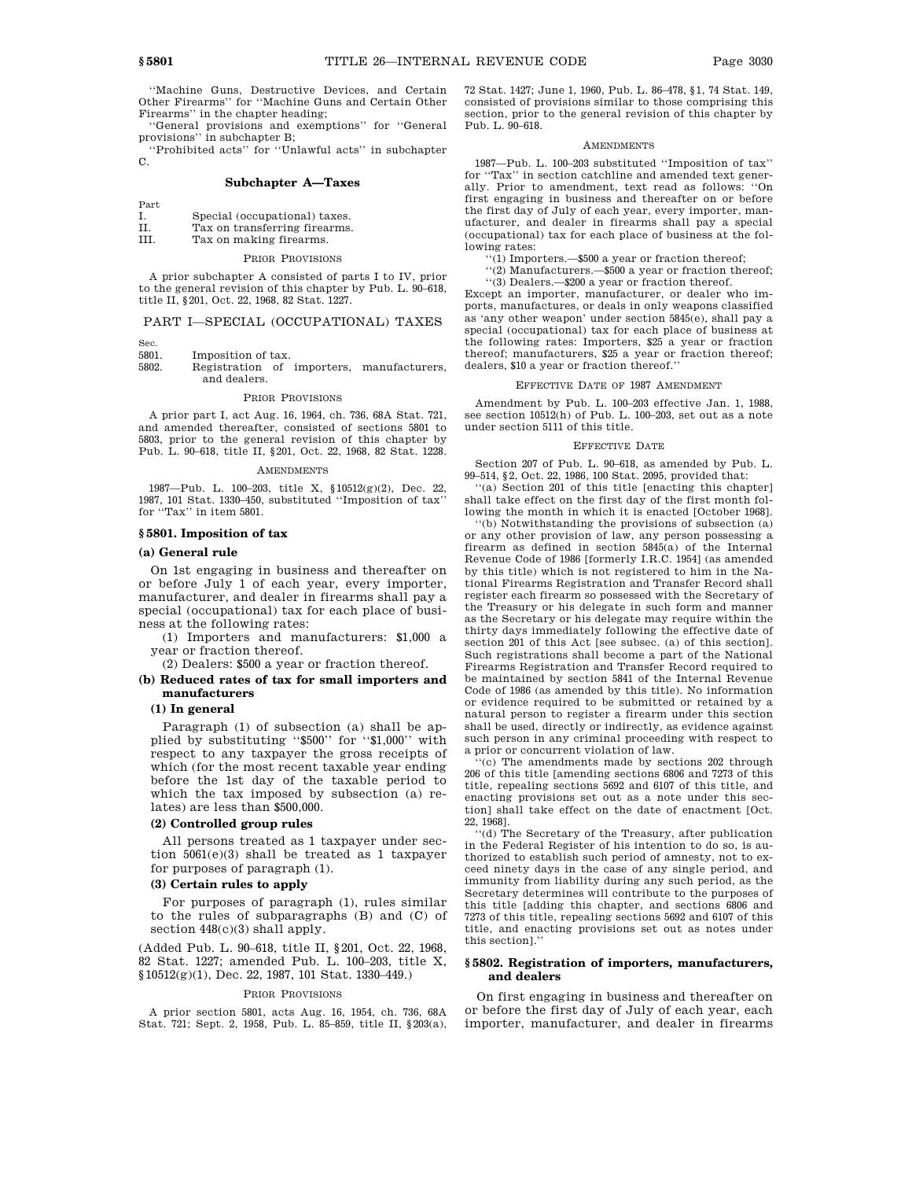"Machine Guns, Destructive Devices, and Certain Other Firearms" for "Machine Guns and Certain Other Firearms" in the chapter heading;

"General provisions and exemptions" for "General provisions" in subchapter B;

"Prohibited acts" for "Unlawful acts" in subchapter C.

## Subchapter A—Taxes

| Part | |
|---|---|
| I. | Special (occupational) taxes. |
| II. | Tax on transferring firearms. |
| III. | Tax on making firearms. |

PRIOR PROVISIONS

A prior subchapter A consisted of parts I to IV, prior to the general revision of this chapter by Pub. L. 90–618, title II, §201, Oct. 22, 1968, 82 Stat. 1227.

## PART I—SPECIAL (OCCUPATIONAL) TAXES

| Sec. | |
|---|---|
| 5801. | Imposition of tax. |
| 5802. | Registration of importers, manufacturers, and dealers. |

PRIOR PROVISIONS

A prior part I, act Aug. 16, 1964, ch. 736, 68A Stat. 721, and amended thereafter, consisted of sections 5801 to 5803, prior to the general revision of this chapter by Pub. L. 90–618, title II, §201, Oct. 22, 1968, 82 Stat. 1228.

AMENDMENTS

1987—Pub. L. 100–203, title X, §10512(g)(2), Dec. 22, 1987, 101 Stat. 1330–450, substituted "Imposition of tax" for "Tax" in item 5801.

### §5801. Imposition of tax

#### (a) General rule

On 1st engaging in business and thereafter on or before July 1 of each year, every importer, manufacturer, and dealer in firearms shall pay a special (occupational) tax for each place of business at the following rates:

(1) Importers and manufacturers: $1,000 a year or fraction thereof.

(2) Dealers: $500 a year or fraction thereof.

#### (b) Reduced rates of tax for small importers and manufacturers

##### (1) In general

Paragraph (1) of subsection (a) shall be applied by substituting "$500" for "$1,000" with respect to any taxpayer the gross receipts of which (for the most recent taxable year ending before the 1st day of the taxable period to which the tax imposed by subsection (a) relates) are less than $500,000.

##### (2) Controlled group rules

All persons treated as 1 taxpayer under section 5061(e)(3) shall be treated as 1 taxpayer for purposes of paragraph (1).

##### (3) Certain rules to apply

For purposes of paragraph (1), rules similar to the rules of subparagraphs (B) and (C) of section 448(c)(3) shall apply.

(Added Pub. L. 90–618, title II, §201, Oct. 22, 1968, 82 Stat. 1227; amended Pub. L. 100–203, title X, §10512(g)(1), Dec. 22, 1987, 101 Stat. 1330–449.)

PRIOR PROVISIONS

A prior section 5801, acts Aug. 16, 1954, ch. 736, 68A Stat. 721; Sept. 2, 1958, Pub. L. 85–859, title II, §203(a), 72 Stat. 1427; June 1, 1960, Pub. L. 86–478, §1, 74 Stat. 149, consisted of provisions similar to those comprising this section, prior to the general revision of this chapter by Pub. L. 90–618.

AMENDMENTS

1987—Pub. L. 100–203 substituted "Imposition of tax" for "Tax" in section catchline and amended text generally. Prior to amendment, text read as follows: "On first engaging in business and thereafter on or before the first day of July of each year, every importer, manufacturer, and dealer in firearms shall pay a special (occupational) tax for each place of business at the following rates:

"(1) Importers.—$500 a year or fraction thereof;

"(2) Manufacturers.—$500 a year or fraction thereof;

"(3) Dealers.—$200 a year or fraction thereof.

Except an importer, manufacturer, or dealer who imports, manufactures, or deals in only weapons classified as 'any other weapon' under section 5845(e), shall pay a special (occupational) tax for each place of business at the following rates: Importers, $25 a year or fraction thereof; manufacturers, $25 a year or fraction thereof; dealers, $10 a year or fraction thereof."

EFFECTIVE DATE OF 1987 AMENDMENT

Amendment by Pub. L. 100–203 effective Jan. 1, 1988, see section 10512(h) of Pub. L. 100–203, set out as a note under section 5111 of this title.

EFFECTIVE DATE

Section 207 of Pub. L. 90–618, as amended by Pub. L. 99–514, §2, Oct. 22, 1986, 100 Stat. 2095, provided that:

"(a) Section 201 of this title [enacting this chapter] shall take effect on the first day of the first month following the month in which it is enacted [October 1968].

"(b) Notwithstanding the provisions of subsection (a) or any other provision of law, any person possessing a firearm as defined in section 5845(a) of the Internal Revenue Code of 1986 [formerly I.R.C. 1954] (as amended by this title) which is not registered to him in the National Firearms Registration and Transfer Record shall register each firearm so possessed with the Secretary of the Treasury or his delegate in such form and manner as the Secretary or his delegate may require within the thirty days immediately following the effective date of section 201 of this Act [see subsec. (a) of this section]. Such registrations shall become a part of the National Firearms Registration and Transfer Record required to be maintained by section 5841 of the Internal Revenue Code of 1986 (as amended by this title). No information or evidence required to be submitted or retained by a natural person to register a firearm under this section shall be used, directly or indirectly, as evidence against such person in any criminal proceeding with respect to a prior or concurrent violation of law.

"(c) The amendments made by sections 202 through 206 of this title [amending sections 6806 and 7273 of this title, repealing sections 5692 and 6107 of this title, and enacting provisions set out as a note under this section] shall take effect on the date of enactment [Oct. 22, 1968].

"(d) The Secretary of the Treasury, after publication in the Federal Register of his intention to do so, is authorized to establish such period of amnesty, not to exceed ninety days in the case of any single period, and immunity from liability during any such period, as the Secretary determines will contribute to the purposes of this title [adding this chapter, and sections 6806 and 7273 of this title, repealing sections 5692 and 6107 of this title, and enacting provisions set out as notes under this section]."

### §5802. Registration of importers, manufacturers, and dealers

On first engaging in business and thereafter on or before the first day of July of each year, each importer, manufacturer, and dealer in firearms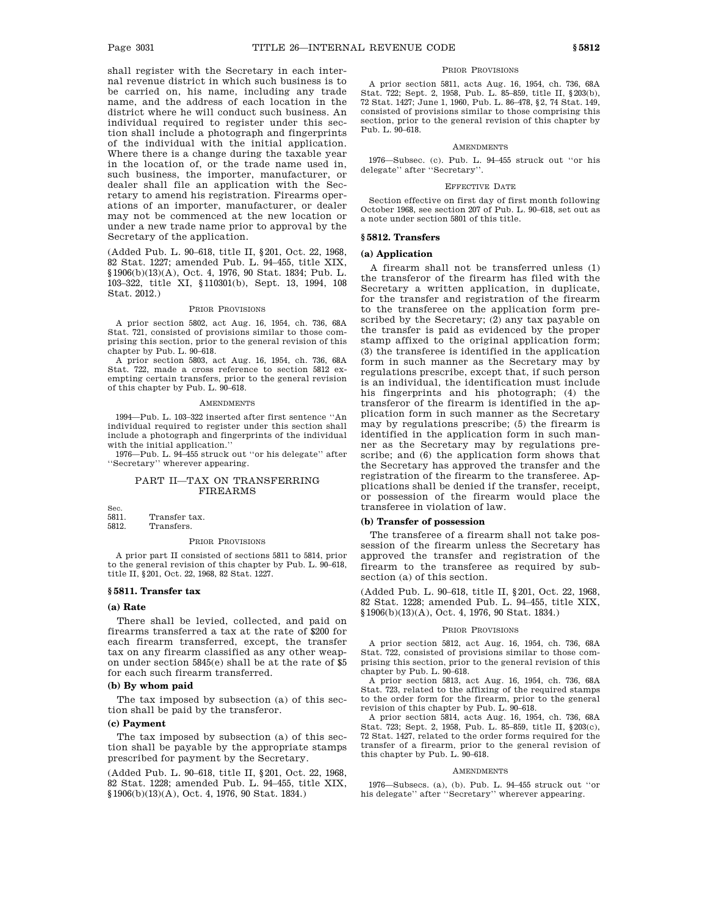shall register with the Secretary in each internal revenue district in which such business is to be carried on, his name, including any trade name, and the address of each location in the district where he will conduct such business. An individual required to register under this section shall include a photograph and fingerprints of the individual with the initial application. Where there is a change during the taxable year in the location of, or the trade name used in, such business, the importer, manufacturer, or dealer shall file an application with the Secretary to amend his registration. Firearms operations of an importer, manufacturer, or dealer may not be commenced at the new location or under a new trade name prior to approval by the Secretary of the application.

(Added Pub. L. 90–618, title II, §201, Oct. 22, 1968, 82 Stat. 1227; amended Pub. L. 94–455, title XIX, §1906(b)(13)(A), Oct. 4, 1976, 90 Stat. 1834; Pub. L. 103–322, title XI, §110301(b), Sept. 13, 1994, 108 Stat. 2012.)

PRIOR PROVISIONS

A prior section 5802, act Aug. 16, 1954, ch. 736, 68A Stat. 721, consisted of provisions similar to those comprising this section, prior to the general revision of this chapter by Pub. L. 90–618.

A prior section 5803, act Aug. 16, 1954, ch. 736, 68A Stat. 722, made a cross reference to section 5812 exempting certain transfers, prior to the general revision of this chapter by Pub. L. 90–618.

AMENDMENTS

1994—Pub. L. 103–322 inserted after first sentence "An individual required to register under this section shall include a photograph and fingerprints of the individual with the initial application."

1976—Pub. L. 94–455 struck out "or his delegate" after "Secretary" wherever appearing.

## PART II—TAX ON TRANSFERRING FIREARMS

Sec.
5811. Transfer tax.
5812. Transfers.

PRIOR PROVISIONS

A prior part II consisted of sections 5811 to 5814, prior to the general revision of this chapter by Pub. L. 90–618, title II, §201, Oct. 22, 1968, 82 Stat. 1227.

### §5811. Transfer tax

**(a) Rate**

There shall be levied, collected, and paid on firearms transferred a tax at the rate of $200 for each firearm transferred, except, the transfer tax on any firearm classified as any other weapon under section 5845(e) shall be at the rate of $5 for each such firearm transferred.

**(b) By whom paid**

The tax imposed by subsection (a) of this section shall be paid by the transferor.

**(c) Payment**

The tax imposed by subsection (a) of this section shall be payable by the appropriate stamps prescribed for payment by the Secretary.

(Added Pub. L. 90–618, title II, §201, Oct. 22, 1968, 82 Stat. 1228; amended Pub. L. 94–455, title XIX, §1906(b)(13)(A), Oct. 4, 1976, 90 Stat. 1834.)

PRIOR PROVISIONS

A prior section 5811, acts Aug. 16, 1954, ch. 736, 68A Stat. 722; Sept. 2, 1958, Pub. L. 85–859, title II, §203(b), 72 Stat. 1427; June 1, 1960, Pub. L. 86–478, §2, 74 Stat. 149, consisted of provisions similar to those comprising this section, prior to the general revision of this chapter by Pub. L. 90–618.

AMENDMENTS

1976—Subsec. (c). Pub. L. 94–455 struck out "or his delegate" after "Secretary".

EFFECTIVE DATE

Section effective on first day of first month following October 1968, see section 207 of Pub. L. 90–618, set out as a note under section 5801 of this title.

### §5812. Transfers

**(a) Application**

A firearm shall not be transferred unless (1) the transferor of the firearm has filed with the Secretary a written application, in duplicate, for the transfer and registration of the firearm to the transferee on the application form prescribed by the Secretary; (2) any tax payable on the transfer is paid as evidenced by the proper stamp affixed to the original application form; (3) the transferee is identified in the application form in such manner as the Secretary may by regulations prescribe, except that, if such person is an individual, the identification must include his fingerprints and his photograph; (4) the transferor of the firearm is identified in the application form in such manner as the Secretary may by regulations prescribe; (5) the firearm is identified in the application form in such manner as the Secretary may by regulations prescribe; and (6) the application form shows that the Secretary has approved the transfer and the registration of the firearm to the transferee. Applications shall be denied if the transfer, receipt, or possession of the firearm would place the transferee in violation of law.

**(b) Transfer of possession**

The transferee of a firearm shall not take possession of the firearm unless the Secretary has approved the transfer and registration of the firearm to the transferee as required by subsection (a) of this section.

(Added Pub. L. 90–618, title II, §201, Oct. 22, 1968, 82 Stat. 1228; amended Pub. L. 94–455, title XIX, §1906(b)(13)(A), Oct. 4, 1976, 90 Stat. 1834.)

PRIOR PROVISIONS

A prior section 5812, act Aug. 16, 1954, ch. 736, 68A Stat. 722, consisted of provisions similar to those comprising this section, prior to the general revision of this chapter by Pub. L. 90–618.

A prior section 5813, act Aug. 16, 1954, ch. 736, 68A Stat. 723, related to the affixing of the required stamps to the order form for the firearm, prior to the general revision of this chapter by Pub. L. 90–618.

A prior section 5814, acts Aug. 16, 1954, ch. 736, 68A Stat. 723; Sept. 2, 1958, Pub. L. 85–859, title II, §203(c), 72 Stat. 1427, related to the order forms required for the transfer of a firearm, prior to the general revision of this chapter by Pub. L. 90–618.

AMENDMENTS

1976—Subsecs. (a), (b). Pub. L. 94–455 struck out "or his delegate" after "Secretary" wherever appearing.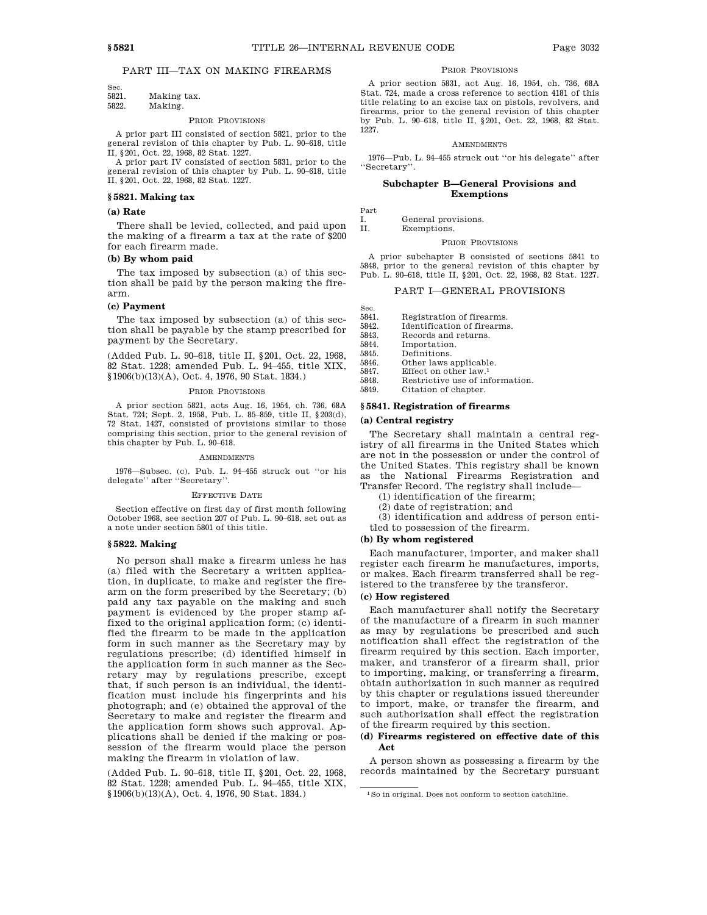## PART III—TAX ON MAKING FIREARMS

Sec.
5821. Making tax.
5822. Making.

PRIOR PROVISIONS

A prior part III consisted of section 5821, prior to the general revision of this chapter by Pub. L. 90–618, title II, §201, Oct. 22, 1968, 82 Stat. 1227.

A prior part IV consisted of section 5831, prior to the general revision of this chapter by Pub. L. 90–618, title II, §201, Oct. 22, 1968, 82 Stat. 1227.

### §5821. Making tax

**(a) Rate**

There shall be levied, collected, and paid upon the making of a firearm a tax at the rate of $200 for each firearm made.

**(b) By whom paid**

The tax imposed by subsection (a) of this section shall be paid by the person making the firearm.

**(c) Payment**

The tax imposed by subsection (a) of this section shall be payable by the stamp prescribed for payment by the Secretary.

(Added Pub. L. 90–618, title II, §201, Oct. 22, 1968, 82 Stat. 1228; amended Pub. L. 94–455, title XIX, §1906(b)(13)(A), Oct. 4, 1976, 90 Stat. 1834.)

PRIOR PROVISIONS

A prior section 5821, acts Aug. 16, 1954, ch. 736, 68A Stat. 724; Sept. 2, 1958, Pub. L. 85–859, title II, §203(d), 72 Stat. 1427, consisted of provisions similar to those comprising this section, prior to the general revision of this chapter by Pub. L. 90–618.

AMENDMENTS

1976—Subsec. (c). Pub. L. 94–455 struck out "or his delegate" after "Secretary".

EFFECTIVE DATE

Section effective on first day of first month following October 1968, see section 207 of Pub. L. 90–618, set out as a note under section 5801 of this title.

### §5822. Making

No person shall make a firearm unless he has (a) filed with the Secretary a written application, in duplicate, to make and register the firearm on the form prescribed by the Secretary; (b) paid any tax payable on the making and such payment is evidenced by the proper stamp affixed to the original application form; (c) identified the firearm to be made in the application form in such manner as the Secretary may by regulations prescribe; (d) identified himself in the application form in such manner as the Secretary may by regulations prescribe, except that, if such person is an individual, the identification must include his fingerprints and his photograph; and (e) obtained the approval of the Secretary to make and register the firearm and the application form shows such approval. Applications shall be denied if the making or possession of the firearm would place the person making the firearm in violation of law.

(Added Pub. L. 90–618, title II, §201, Oct. 22, 1968, 82 Stat. 1228; amended Pub. L. 94–455, title XIX, §1906(b)(13)(A), Oct. 4, 1976, 90 Stat. 1834.)

PRIOR PROVISIONS

A prior section 5831, act Aug. 16, 1954, ch. 736, 68A Stat. 724, made a cross reference to section 4181 of this title relating to an excise tax on pistols, revolvers, and firearms, prior to the general revision of this chapter by Pub. L. 90–618, title II, §201, Oct. 22, 1968, 82 Stat. 1227.

AMENDMENTS

1976—Pub. L. 94–455 struck out "or his delegate" after "Secretary".

## Subchapter B—General Provisions and Exemptions

Part
I. General provisions.
II. Exemptions.

PRIOR PROVISIONS

A prior subchapter B consisted of sections 5841 to 5848, prior to the general revision of this chapter by Pub. L. 90–618, title II, §201, Oct. 22, 1968, 82 Stat. 1227.

## PART I—GENERAL PROVISIONS

Sec.
5841. Registration of firearms.
5842. Identification of firearms.
5843. Records and returns.
5844. Importation.
5845. Definitions.
5846. Other laws applicable.
5847. Effect on other law.[1]
5848. Restrictive use of information.
5849. Citation of chapter.

### §5841. Registration of firearms

**(a) Central registry**

The Secretary shall maintain a central registry of all firearms in the United States which are not in the possession or under the control of the United States. This registry shall be known as the National Firearms Registration and Transfer Record. The registry shall include—

(1) identification of the firearm;

(2) date of registration; and

(3) identification and address of person entitled to possession of the firearm.

**(b) By whom registered**

Each manufacturer, importer, and maker shall register each firearm he manufactures, imports, or makes. Each firearm transferred shall be registered to the transferee by the transferor.

**(c) How registered**

Each manufacturer shall notify the Secretary of the manufacture of a firearm in such manner as may by regulations be prescribed and such notification shall effect the registration of the firearm required by this section. Each importer, maker, and transferor of a firearm shall, prior to importing, making, or transferring a firearm, obtain authorization in such manner as required by this chapter or regulations issued thereunder to import, make, or transfer the firearm, and such authorization shall effect the registration of the firearm required by this section.

**(d) Firearms registered on effective date of this Act**

A person shown as possessing a firearm by the records maintained by the Secretary pursuant

[1] So in original. Does not conform to section catchline.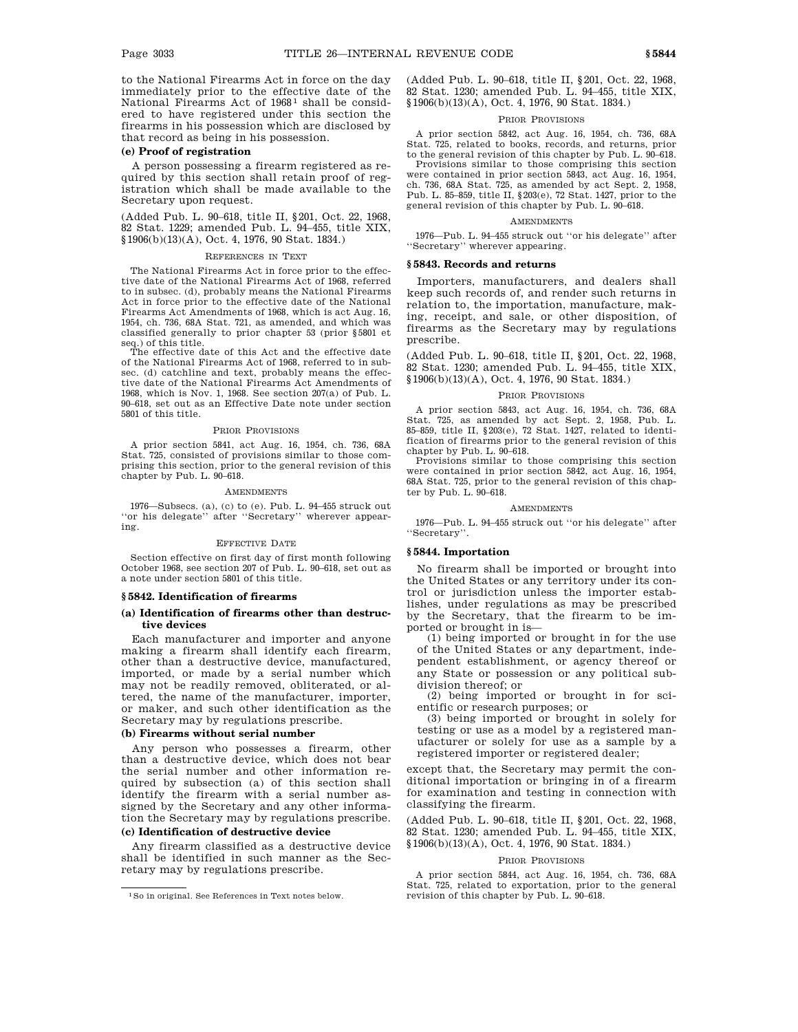to the National Firearms Act in force on the day immediately prior to the effective date of the National Firearms Act of 1968[1] shall be considered to have registered under this section the firearms in his possession which are disclosed by that record as being in his possession.

**(e) Proof of registration**

A person possessing a firearm registered as required by this section shall retain proof of registration which shall be made available to the Secretary upon request.

(Added Pub. L. 90–618, title II, §201, Oct. 22, 1968, 82 Stat. 1229; amended Pub. L. 94–455, title XIX, §1906(b)(13)(A), Oct. 4, 1976, 90 Stat. 1834.)

REFERENCES IN TEXT

The National Firearms Act in force prior to the effective date of the National Firearms Act of 1968, referred to in subsec. (d), probably means the National Firearms Act in force prior to the effective date of the National Firearms Act Amendments of 1968, which is act Aug. 16, 1954, ch. 736, 68A Stat. 721, as amended, and which was classified generally to prior chapter 53 (prior §5801 et seq.) of this title.

The effective date of this Act and the effective date of the National Firearms Act of 1968, referred to in subsec. (d) catchline and text, probably means the effective date of the National Firearms Act Amendments of 1968, which is Nov. 1, 1968. See section 207(a) of Pub. L. 90–618, set out as an Effective Date note under section 5801 of this title.

PRIOR PROVISIONS

A prior section 5841, act Aug. 16, 1954, ch. 736, 68A Stat. 725, consisted of provisions similar to those comprising this section, prior to the general revision of this chapter by Pub. L. 90–618.

AMENDMENTS

1976—Subsecs. (a), (c) to (e). Pub. L. 94–455 struck out ''or his delegate'' after ''Secretary'' wherever appearing.

EFFECTIVE DATE

Section effective on first day of first month following October 1968, see section 207 of Pub. L. 90–618, set out as a note under section 5801 of this title.

### §5842. Identification of firearms

**(a) Identification of firearms other than destructive devices**

Each manufacturer and importer and anyone making a firearm shall identify each firearm, other than a destructive device, manufactured, imported, or made by a serial number which may not be readily removed, obliterated, or altered, the name of the manufacturer, importer, or maker, and such other identification as the Secretary may by regulations prescribe.

**(b) Firearms without serial number**

Any person who possesses a firearm, other than a destructive device, which does not bear the serial number and other information required by subsection (a) of this section shall identify the firearm with a serial number assigned by the Secretary and any other information the Secretary may by regulations prescribe.

**(c) Identification of destructive device**

Any firearm classified as a destructive device shall be identified in such manner as the Secretary may by regulations prescribe.

[1] So in original. See References in Text notes below.

(Added Pub. L. 90–618, title II, §201, Oct. 22, 1968, 82 Stat. 1230; amended Pub. L. 94–455, title XIX, §1906(b)(13)(A), Oct. 4, 1976, 90 Stat. 1834.)

PRIOR PROVISIONS

A prior section 5842, act Aug. 16, 1954, ch. 736, 68A Stat. 725, related to books, records, and returns, prior to the general revision of this chapter by Pub. L. 90–618.

Provisions similar to those comprising this section were contained in prior section 5843, act Aug. 16, 1954, ch. 736, 68A Stat. 725, as amended by act Sept. 2, 1958, Pub. L. 85–859, title II, §203(e), 72 Stat. 1427, prior to the general revision of this chapter by Pub. L. 90–618.

AMENDMENTS

1976—Pub. L. 94–455 struck out ''or his delegate'' after ''Secretary'' wherever appearing.

### §5843. Records and returns

Importers, manufacturers, and dealers shall keep such records of, and render such returns in relation to, the importation, manufacture, making, receipt, and sale, or other disposition, of firearms as the Secretary may by regulations prescribe.

(Added Pub. L. 90–618, title II, §201, Oct. 22, 1968, 82 Stat. 1230; amended Pub. L. 94–455, title XIX, §1906(b)(13)(A), Oct. 4, 1976, 90 Stat. 1834.)

PRIOR PROVISIONS

A prior section 5843, act Aug. 16, 1954, ch. 736, 68A Stat. 725, as amended by act Sept. 2, 1958, Pub. L. 85–859, title II, §203(e), 72 Stat. 1427, related to identification of firearms prior to the general revision of this chapter by Pub. L. 90–618.

Provisions similar to those comprising this section were contained in prior section 5842, act Aug. 16, 1954, 68A Stat. 725, prior to the general revision of this chapter by Pub. L. 90–618.

AMENDMENTS

1976—Pub. L. 94–455 struck out ''or his delegate'' after ''Secretary''.

### §5844. Importation

No firearm shall be imported or brought into the United States or any territory under its control or jurisdiction unless the importer establishes, under regulations as may be prescribed by the Secretary, that the firearm to be imported or brought in is—

(1) being imported or brought in for the use of the United States or any department, independent establishment, or agency thereof or any State or possession or any political subdivision thereof; or

(2) being imported or brought in for scientific or research purposes; or

(3) being imported or brought in solely for testing or use as a model by a registered manufacturer or solely for use as a sample by a registered importer or registered dealer;

except that, the Secretary may permit the conditional importation or bringing in of a firearm for examination and testing in connection with classifying the firearm.

(Added Pub. L. 90–618, title II, §201, Oct. 22, 1968, 82 Stat. 1230; amended Pub. L. 94–455, title XIX, §1906(b)(13)(A), Oct. 4, 1976, 90 Stat. 1834.)

PRIOR PROVISIONS

A prior section 5844, act Aug. 16, 1954, ch. 736, 68A Stat. 725, related to exportation, prior to the general revision of this chapter by Pub. L. 90–618.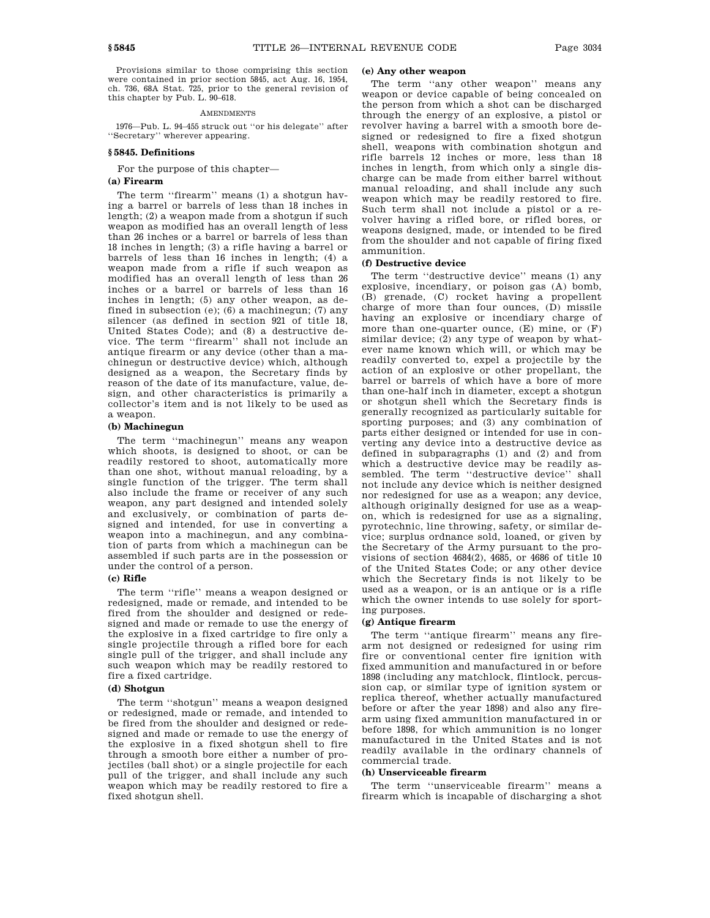Provisions similar to those comprising this section were contained in prior section 5845, act Aug. 16, 1954, ch. 736, 68A Stat. 725, prior to the general revision of this chapter by Pub. L. 90–618.

AMENDMENTS

1976—Pub. L. 94–455 struck out ''or his delegate'' after ''Secretary'' wherever appearing.

### § 5845. Definitions

For the purpose of this chapter—

#### (a) Firearm

The term ''firearm'' means (1) a shotgun having a barrel or barrels of less than 18 inches in length; (2) a weapon made from a shotgun if such weapon as modified has an overall length of less than 26 inches or a barrel or barrels of less than 18 inches in length; (3) a rifle having a barrel or barrels of less than 16 inches in length; (4) a weapon made from a rifle if such weapon as modified has an overall length of less than 26 inches or a barrel or barrels of less than 16 inches in length; (5) any other weapon, as defined in subsection (e); (6) a machinegun; (7) any silencer (as defined in section 921 of title 18, United States Code); and (8) a destructive device. The term ''firearm'' shall not include an antique firearm or any device (other than a machinegun or destructive device) which, although designed as a weapon, the Secretary finds by reason of the date of its manufacture, value, design, and other characteristics is primarily a collector's item and is not likely to be used as a weapon.

#### (b) Machinegun

The term ''machinegun'' means any weapon which shoots, is designed to shoot, or can be readily restored to shoot, automatically more than one shot, without manual reloading, by a single function of the trigger. The term shall also include the frame or receiver of any such weapon, any part designed and intended solely and exclusively, or combination of parts designed and intended, for use in converting a weapon into a machinegun, and any combination of parts from which a machinegun can be assembled if such parts are in the possession or under the control of a person.

#### (c) Rifle

The term ''rifle'' means a weapon designed or redesigned, made or remade, and intended to be fired from the shoulder and designed or redesigned and made or remade to use the energy of the explosive in a fixed cartridge to fire only a single projectile through a rifled bore for each single pull of the trigger, and shall include any such weapon which may be readily restored to fire a fixed cartridge.

#### (d) Shotgun

The term ''shotgun'' means a weapon designed or redesigned, made or remade, and intended to be fired from the shoulder and designed or redesigned and made or remade to use the energy of the explosive in a fixed shotgun shell to fire through a smooth bore either a number of projectiles (ball shot) or a single projectile for each pull of the trigger, and shall include any such weapon which may be readily restored to fire a fixed shotgun shell.

#### (e) Any other weapon

The term ''any other weapon'' means any weapon or device capable of being concealed on the person from which a shot can be discharged through the energy of an explosive, a pistol or revolver having a barrel with a smooth bore designed or redesigned to fire a fixed shotgun shell, weapons with combination shotgun and rifle barrels 12 inches or more, less than 18 inches in length, from which only a single discharge can be made from either barrel without manual reloading, and shall include any such weapon which may be readily restored to fire. Such term shall not include a pistol or a revolver having a rifled bore, or rifled bores, or weapons designed, made, or intended to be fired from the shoulder and not capable of firing fixed ammunition.

#### (f) Destructive device

The term ''destructive device'' means (1) any explosive, incendiary, or poison gas (A) bomb, (B) grenade, (C) rocket having a propellent charge of more than four ounces, (D) missile having an explosive or incendiary charge of more than one-quarter ounce, (E) mine, or (F) similar device; (2) any type of weapon by whatever name known which will, or which may be readily converted to, expel a projectile by the action of an explosive or other propellant, the barrel or barrels of which have a bore of more than one-half inch in diameter, except a shotgun or shotgun shell which the Secretary finds is generally recognized as particularly suitable for sporting purposes; and (3) any combination of parts either designed or intended for use in converting any device into a destructive device as defined in subparagraphs (1) and (2) and from which a destructive device may be readily assembled. The term ''destructive device'' shall not include any device which is neither designed nor redesigned for use as a weapon; any device, although originally designed for use as a weapon, which is redesigned for use as a signaling, pyrotechnic, line throwing, safety, or similar device; surplus ordnance sold, loaned, or given by the Secretary of the Army pursuant to the provisions of section 4684(2), 4685, or 4686 of title 10 of the United States Code; or any other device which the Secretary finds is not likely to be used as a weapon, or is an antique or is a rifle which the owner intends to use solely for sporting purposes.

#### (g) Antique firearm

The term ''antique firearm'' means any firearm not designed or redesigned for using rim fire or conventional center fire ignition with fixed ammunition and manufactured in or before 1898 (including any matchlock, flintlock, percussion cap, or similar type of ignition system or replica thereof, whether actually manufactured before or after the year 1898) and also any firearm using fixed ammunition manufactured in or before 1898, for which ammunition is no longer manufactured in the United States and is not readily available in the ordinary channels of commercial trade.

#### (h) Unserviceable firearm

The term ''unserviceable firearm'' means a firearm which is incapable of discharging a shot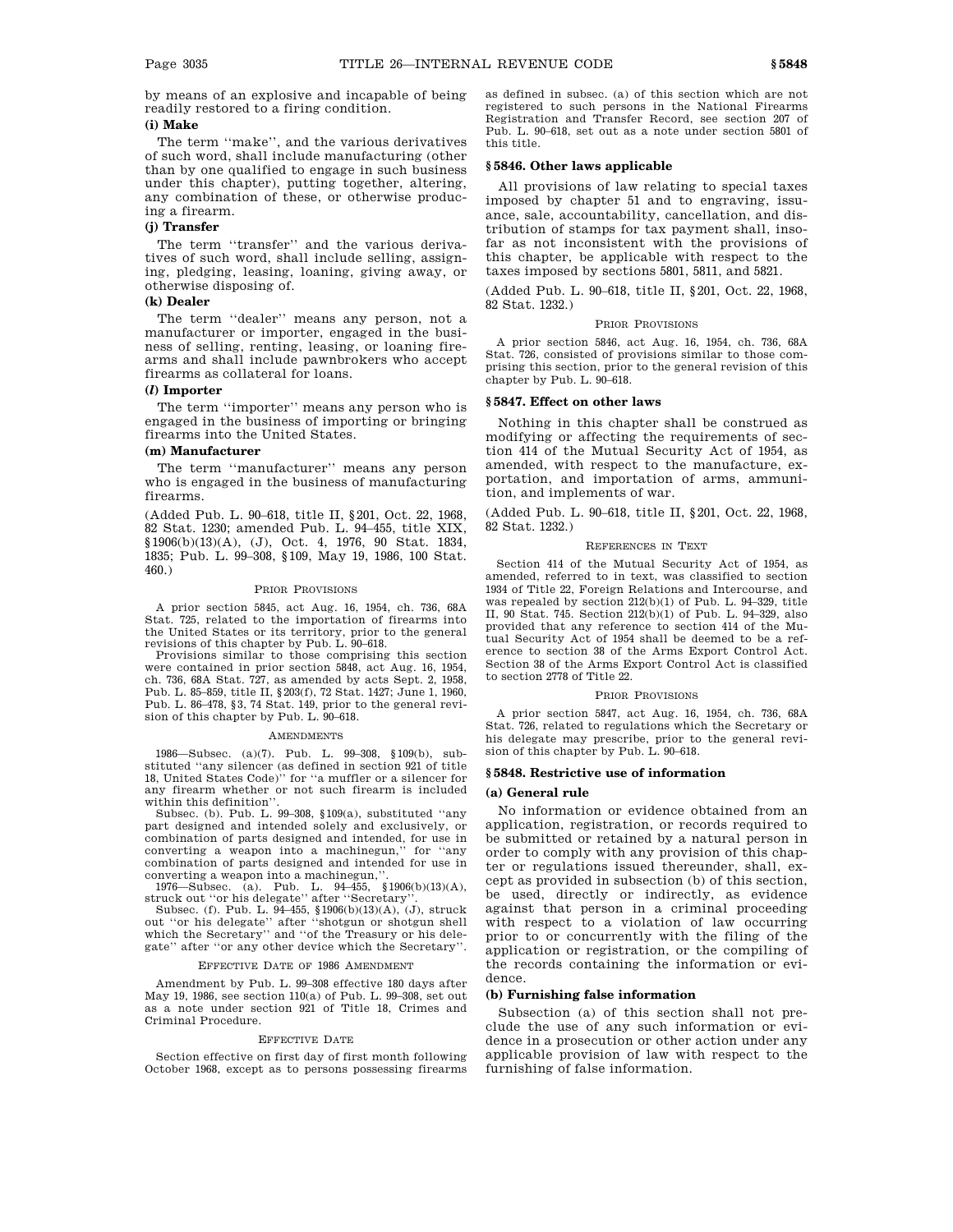by means of an explosive and incapable of being readily restored to a firing condition.

**(i) Make**

The term ''make'', and the various derivatives of such word, shall include manufacturing (other than by one qualified to engage in such business under this chapter), putting together, altering, any combination of these, or otherwise producing a firearm.

**(j) Transfer**

The term ''transfer'' and the various derivatives of such word, shall include selling, assigning, pledging, leasing, loaning, giving away, or otherwise disposing of.

**(k) Dealer**

The term ''dealer'' means any person, not a manufacturer or importer, engaged in the business of selling, renting, leasing, or loaning firearms and shall include pawnbrokers who accept firearms as collateral for loans.

**(*l*) Importer**

The term ''importer'' means any person who is engaged in the business of importing or bringing firearms into the United States.

**(m) Manufacturer**

The term ''manufacturer'' means any person who is engaged in the business of manufacturing firearms.

(Added Pub. L. 90–618, title II, §201, Oct. 22, 1968, 82 Stat. 1230; amended Pub. L. 94–455, title XIX, §1906(b)(13)(A), (J), Oct. 4, 1976, 90 Stat. 1834, 1835; Pub. L. 99–308, §109, May 19, 1986, 100 Stat. 460.)

PRIOR PROVISIONS

A prior section 5845, act Aug. 16, 1954, ch. 736, 68A Stat. 725, related to the importation of firearms into the United States or its territory, prior to the general revisions of this chapter by Pub. L. 90–618.

Provisions similar to those comprising this section were contained in prior section 5848, act Aug. 16, 1954, ch. 736, 68A Stat. 727, as amended by acts Sept. 2, 1958, Pub. L. 85–859, title II, §203(f), 72 Stat. 1427; June 1, 1960, Pub. L. 86–478, §3, 74 Stat. 149, prior to the general revision of this chapter by Pub. L. 90–618.

AMENDMENTS

1986—Subsec. (a)(7). Pub. L. 99–308, §109(b), substituted ''any silencer (as defined in section 921 of title 18, United States Code)'' for ''a muffler or a silencer for any firearm whether or not such firearm is included within this definition''.

Subsec. (b). Pub. L. 99–308, §109(a), substituted ''any part designed and intended solely and exclusively, or combination of parts designed and intended, for use in converting a weapon into a machinegun,'' for ''any combination of parts designed and intended for use in converting a weapon into a machinegun,''.

1976—Subsec. (a). Pub. L. 94–455, §1906(b)(13)(A), struck out ''or his delegate'' after ''Secretary''.

Subsec. (f). Pub. L. 94–455, §1906(b)(13)(A), (J), struck out ''or his delegate'' after ''shotgun or shotgun shell which the Secretary'' and ''of the Treasury or his delegate'' after ''or any other device which the Secretary''.

EFFECTIVE DATE OF 1986 AMENDMENT

Amendment by Pub. L. 99–308 effective 180 days after May 19, 1986, see section 110(a) of Pub. L. 99–308, set out as a note under section 921 of Title 18, Crimes and Criminal Procedure.

EFFECTIVE DATE

Section effective on first day of first month following October 1968, except as to persons possessing firearms as defined in subsec. (a) of this section which are not registered to such persons in the National Firearms Registration and Transfer Record, see section 207 of Pub. L. 90–618, set out as a note under section 5801 of this title.

## §5846. Other laws applicable

All provisions of law relating to special taxes imposed by chapter 51 and to engraving, issuance, sale, accountability, cancellation, and distribution of stamps for tax payment shall, insofar as not inconsistent with the provisions of this chapter, be applicable with respect to the taxes imposed by sections 5801, 5811, and 5821.

(Added Pub. L. 90–618, title II, §201, Oct. 22, 1968, 82 Stat. 1232.)

PRIOR PROVISIONS

A prior section 5846, act Aug. 16, 1954, ch. 736, 68A Stat. 726, consisted of provisions similar to those comprising this section, prior to the general revision of this chapter by Pub. L. 90–618.

## §5847. Effect on other laws

Nothing in this chapter shall be construed as modifying or affecting the requirements of section 414 of the Mutual Security Act of 1954, as amended, with respect to the manufacture, exportation, and importation of arms, ammunition, and implements of war.

(Added Pub. L. 90–618, title II, §201, Oct. 22, 1968, 82 Stat. 1232.)

REFERENCES IN TEXT

Section 414 of the Mutual Security Act of 1954, as amended, referred to in text, was classified to section 1934 of Title 22, Foreign Relations and Intercourse, and was repealed by section 212(b)(1) of Pub. L. 94–329, title II, 90 Stat. 745. Section 212(b)(1) of Pub. L. 94–329, also provided that any reference to section 414 of the Mutual Security Act of 1954 shall be deemed to be a reference to section 38 of the Arms Export Control Act. Section 38 of the Arms Export Control Act is classified to section 2778 of Title 22.

PRIOR PROVISIONS

A prior section 5847, act Aug. 16, 1954, ch. 736, 68A Stat. 726, related to regulations which the Secretary or his delegate may prescribe, prior to the general revision of this chapter by Pub. L. 90–618.

## §5848. Restrictive use of information

**(a) General rule**

No information or evidence obtained from an application, registration, or records required to be submitted or retained by a natural person in order to comply with any provision of this chapter or regulations issued thereunder, shall, except as provided in subsection (b) of this section, be used, directly or indirectly, as evidence against that person in a criminal proceeding with respect to a violation of law occurring prior to or concurrently with the filing of the application or registration, or the compiling of the records containing the information or evidence.

**(b) Furnishing false information**

Subsection (a) of this section shall not preclude the use of any such information or evidence in a prosecution or other action under any applicable provision of law with respect to the furnishing of false information.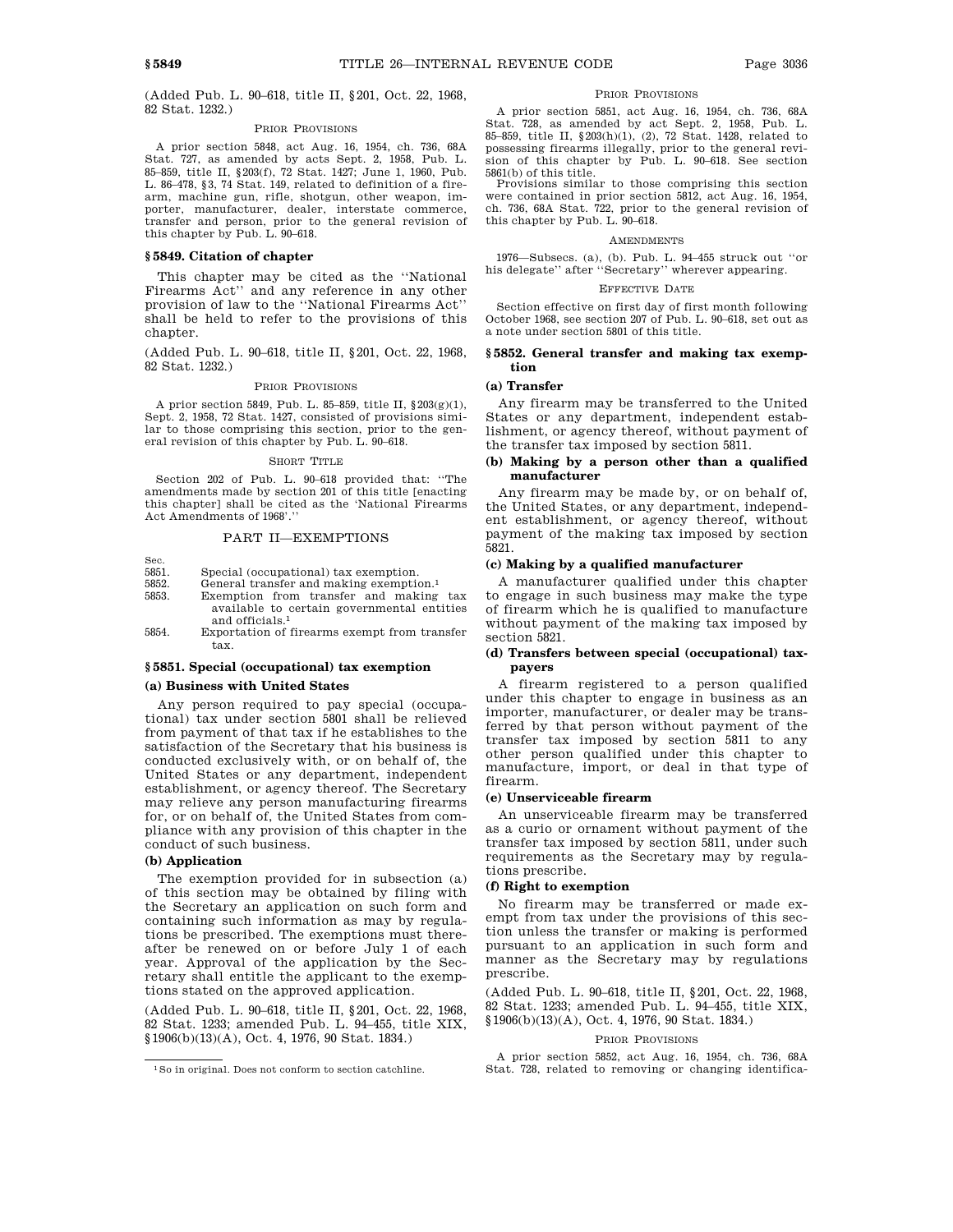(Added Pub. L. 90–618, title II, §201, Oct. 22, 1968, 82 Stat. 1232.)

PRIOR PROVISIONS

A prior section 5848, act Aug. 16, 1954, ch. 736, 68A Stat. 727, as amended by acts Sept. 2, 1958, Pub. L. 85–859, title II, §203(f), 72 Stat. 1427; June 1, 1960, Pub. L. 86–478, §3, 74 Stat. 149, related to definition of a firearm, machine gun, rifle, shotgun, other weapon, importer, manufacturer, dealer, interstate commerce, transfer and person, prior to the general revision of this chapter by Pub. L. 90–618.

### §5849. Citation of chapter

This chapter may be cited as the "National Firearms Act" and any reference in any other provision of law to the "National Firearms Act" shall be held to refer to the provisions of this chapter.

(Added Pub. L. 90–618, title II, §201, Oct. 22, 1968, 82 Stat. 1232.)

PRIOR PROVISIONS

A prior section 5849, Pub. L. 85–859, title II, §203(g)(1), Sept. 2, 1958, 72 Stat. 1427, consisted of provisions similar to those comprising this section, prior to the general revision of this chapter by Pub. L. 90–618.

SHORT TITLE

Section 202 of Pub. L. 90–618 provided that: "The amendments made by section 201 of this title [enacting this chapter] shall be cited as the 'National Firearms Act Amendments of 1968'."

## PART II—EXEMPTIONS

| Sec. | |
|---|---|
| 5851. | Special (occupational) tax exemption. |
| 5852. | General transfer and making exemption.[1] |
| 5853. | Exemption from transfer and making tax available to certain governmental entities and officials.[1] |
| 5854. | Exportation of firearms exempt from transfer tax. |

### §5851. Special (occupational) tax exemption

#### (a) Business with United States

Any person required to pay special (occupational) tax under section 5801 shall be relieved from payment of that tax if he establishes to the satisfaction of the Secretary that his business is conducted exclusively with, or on behalf of, the United States or any department, independent establishment, or agency thereof. The Secretary may relieve any person manufacturing firearms for, or on behalf of, the United States from compliance with any provision of this chapter in the conduct of such business.

#### (b) Application

The exemption provided for in subsection (a) of this section may be obtained by filing with the Secretary an application on such form and containing such information as may by regulations be prescribed. The exemptions must thereafter be renewed on or before July 1 of each year. Approval of the application by the Secretary shall entitle the applicant to the exemptions stated on the approved application.

(Added Pub. L. 90–618, title II, §201, Oct. 22, 1968, 82 Stat. 1233; amended Pub. L. 94–455, title XIX, §1906(b)(13)(A), Oct. 4, 1976, 90 Stat. 1834.)

PRIOR PROVISIONS

A prior section 5851, act Aug. 16, 1954, ch. 736, 68A Stat. 728, as amended by act Sept. 2, 1958, Pub. L. 85–859, title II, §203(h)(1), (2), 72 Stat. 1428, related to possessing firearms illegally, prior to the general revision of this chapter by Pub. L. 90–618. See section 5861(b) of this title.

Provisions similar to those comprising this section were contained in prior section 5812, act Aug. 16, 1954, ch. 736, 68A Stat. 722, prior to the general revision of this chapter by Pub. L. 90–618.

AMENDMENTS

1976—Subsecs. (a), (b). Pub. L. 94–455 struck out "or his delegate" after "Secretary" wherever appearing.

EFFECTIVE DATE

Section effective on first day of first month following October 1968, see section 207 of Pub. L. 90–618, set out as a note under section 5801 of this title.

### §5852. General transfer and making tax exemption

#### (a) Transfer

Any firearm may be transferred to the United States or any department, independent establishment, or agency thereof, without payment of the transfer tax imposed by section 5811.

#### (b) Making by a person other than a qualified manufacturer

Any firearm may be made by, or on behalf of, the United States, or any department, independent establishment, or agency thereof, without payment of the making tax imposed by section 5821.

#### (c) Making by a qualified manufacturer

A manufacturer qualified under this chapter to engage in such business may make the type of firearm which he is qualified to manufacture without payment of the making tax imposed by section 5821.

#### (d) Transfers between special (occupational) taxpayers

A firearm registered to a person qualified under this chapter to engage in business as an importer, manufacturer, or dealer may be transferred by that person without payment of the transfer tax imposed by section 5811 to any other person qualified under this chapter to manufacture, import, or deal in that type of firearm.

#### (e) Unserviceable firearm

An unserviceable firearm may be transferred as a curio or ornament without payment of the transfer tax imposed by section 5811, under such requirements as the Secretary may by regulations prescribe.

#### (f) Right to exemption

No firearm may be transferred or made exempt from tax under the provisions of this section unless the transfer or making is performed pursuant to an application in such form and manner as the Secretary may by regulations prescribe.

(Added Pub. L. 90–618, title II, §201, Oct. 22, 1968, 82 Stat. 1233; amended Pub. L. 94–455, title XIX, §1906(b)(13)(A), Oct. 4, 1976, 90 Stat. 1834.)

PRIOR PROVISIONS

A prior section 5852, act Aug. 16, 1954, ch. 736, 68A Stat. 728, related to removing or changing identifica-

[1] So in original. Does not conform to section catchline.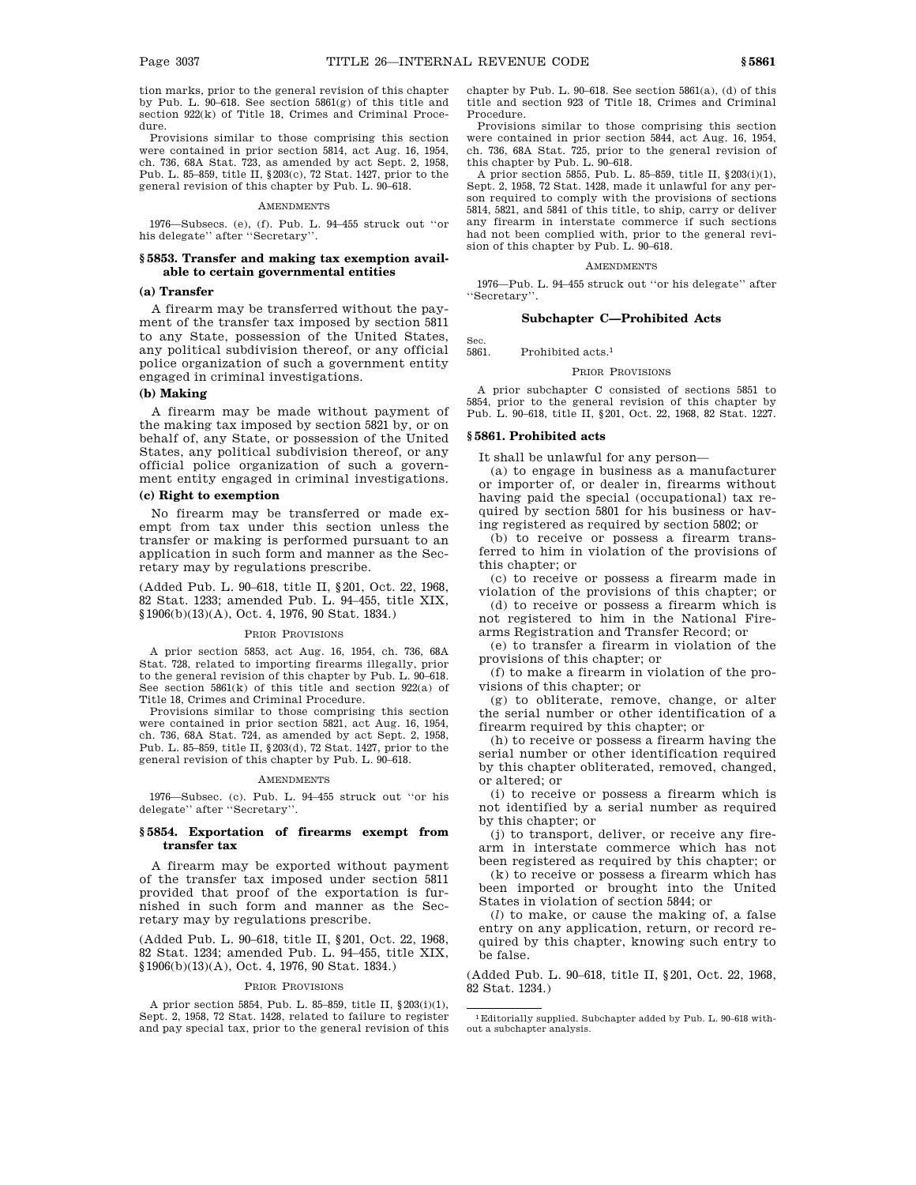tion marks, prior to the general revision of this chapter by Pub. L. 90–618. See section 5861(g) of this title and section 922(k) of Title 18, Crimes and Criminal Procedure.

Provisions similar to those comprising this section were contained in prior section 5814, act Aug. 16, 1954, ch. 736, 68A Stat. 723, as amended by act Sept. 2, 1958, Pub. L. 85–859, title II, §203(c), 72 Stat. 1427, prior to the general revision of this chapter by Pub. L. 90–618.

AMENDMENTS

1976—Subsecs. (e), (f). Pub. L. 94–455 struck out ''or his delegate'' after ''Secretary''.

### § 5853. Transfer and making tax exemption available to certain governmental entities

#### (a) Transfer

A firearm may be transferred without the payment of the transfer tax imposed by section 5811 to any State, possession of the United States, any political subdivision thereof, or any official police organization of such a government entity engaged in criminal investigations.

#### (b) Making

A firearm may be made without payment of the making tax imposed by section 5821 by, or on behalf of, any State, or possession of the United States, any political subdivision thereof, or any official police organization of such a government entity engaged in criminal investigations.

#### (c) Right to exemption

No firearm may be transferred or made exempt from tax under this section unless the transfer or making is performed pursuant to an application in such form and manner as the Secretary may by regulations prescribe.

(Added Pub. L. 90–618, title II, §201, Oct. 22, 1968, 82 Stat. 1233; amended Pub. L. 94–455, title XIX, §1906(b)(13)(A), Oct. 4, 1976, 90 Stat. 1834.)

PRIOR PROVISIONS

A prior section 5853, act Aug. 16, 1954, ch. 736, 68A Stat. 728, related to importing firearms illegally, prior to the general revision of this chapter by Pub. L. 90–618. See section 5861(k) of this title and section 922(a) of Title 18, Crimes and Criminal Procedure.

Provisions similar to those comprising this section were contained in prior section 5821, act Aug. 16, 1954, ch. 736, 68A Stat. 724, as amended by act Sept. 2, 1958, Pub. L. 85–859, title II, §203(d), 72 Stat. 1427, prior to the general revision of this chapter by Pub. L. 90–618.

AMENDMENTS

1976—Subsec. (c). Pub. L. 94–455 struck out ''or his delegate'' after ''Secretary''.

### § 5854. Exportation of firearms exempt from transfer tax

A firearm may be exported without payment of the transfer tax imposed under section 5811 provided that proof of the exportation is furnished in such form and manner as the Secretary may by regulations prescribe.

(Added Pub. L. 90–618, title II, §201, Oct. 22, 1968, 82 Stat. 1234; amended Pub. L. 94–455, title XIX, §1906(b)(13)(A), Oct. 4, 1976, 90 Stat. 1834.)

PRIOR PROVISIONS

A prior section 5854, Pub. L. 85–859, title II, §203(i)(1), Sept. 2, 1958, 72 Stat. 1428, related to failure to register and pay special tax, prior to the general revision of this chapter by Pub. L. 90–618. See section 5861(a), (d) of this title and section 923 of Title 18, Crimes and Criminal Procedure.

Provisions similar to those comprising this section were contained in prior section 5844, act Aug. 16, 1954, ch. 736, 68A Stat. 725, prior to the general revision of this chapter by Pub. L. 90–618.

A prior section 5855, Pub. L. 85–859, title II, §203(i)(1), Sept. 2, 1958, 72 Stat. 1428, made it unlawful for any person required to comply with the provisions of sections 5814, 5821, and 5841 of this title, to ship, carry or deliver any firearm in interstate commerce if such sections had not been complied with, prior to the general revision of this chapter by Pub. L. 90–618.

AMENDMENTS

1976—Pub. L. 94–455 struck out ''or his delegate'' after ''Secretary''.

## Subchapter C—Prohibited Acts

Sec.
5861. Prohibited acts.[1]

PRIOR PROVISIONS

A prior subchapter C consisted of sections 5851 to 5854, prior to the general revision of this chapter by Pub. L. 90–618, title II, §201, Oct. 22, 1968, 82 Stat. 1227.

### § 5861. Prohibited acts

It shall be unlawful for any person—

(a) to engage in business as a manufacturer or importer of, or dealer in, firearms without having paid the special (occupational) tax required by section 5801 for his business or having registered as required by section 5802; or

(b) to receive or possess a firearm transferred to him in violation of the provisions of this chapter; or

(c) to receive or possess a firearm made in violation of the provisions of this chapter; or

(d) to receive or possess a firearm which is not registered to him in the National Firearms Registration and Transfer Record; or

(e) to transfer a firearm in violation of the provisions of this chapter; or

(f) to make a firearm in violation of the provisions of this chapter; or

(g) to obliterate, remove, change, or alter the serial number or other identification of a firearm required by this chapter; or

(h) to receive or possess a firearm having the serial number or other identification required by this chapter obliterated, removed, changed, or altered; or

(i) to receive or possess a firearm which is not identified by a serial number as required by this chapter; or

(j) to transport, deliver, or receive any firearm in interstate commerce which has not been registered as required by this chapter; or

(k) to receive or possess a firearm which has been imported or brought into the United States in violation of section 5844; or

(*l*) to make, or cause the making of, a false entry on any application, return, or record required by this chapter, knowing such entry to be false.

(Added Pub. L. 90–618, title II, §201, Oct. 22, 1968, 82 Stat. 1234.)

[1] Editorially supplied. Subchapter added by Pub. L. 90–618 without a subchapter analysis.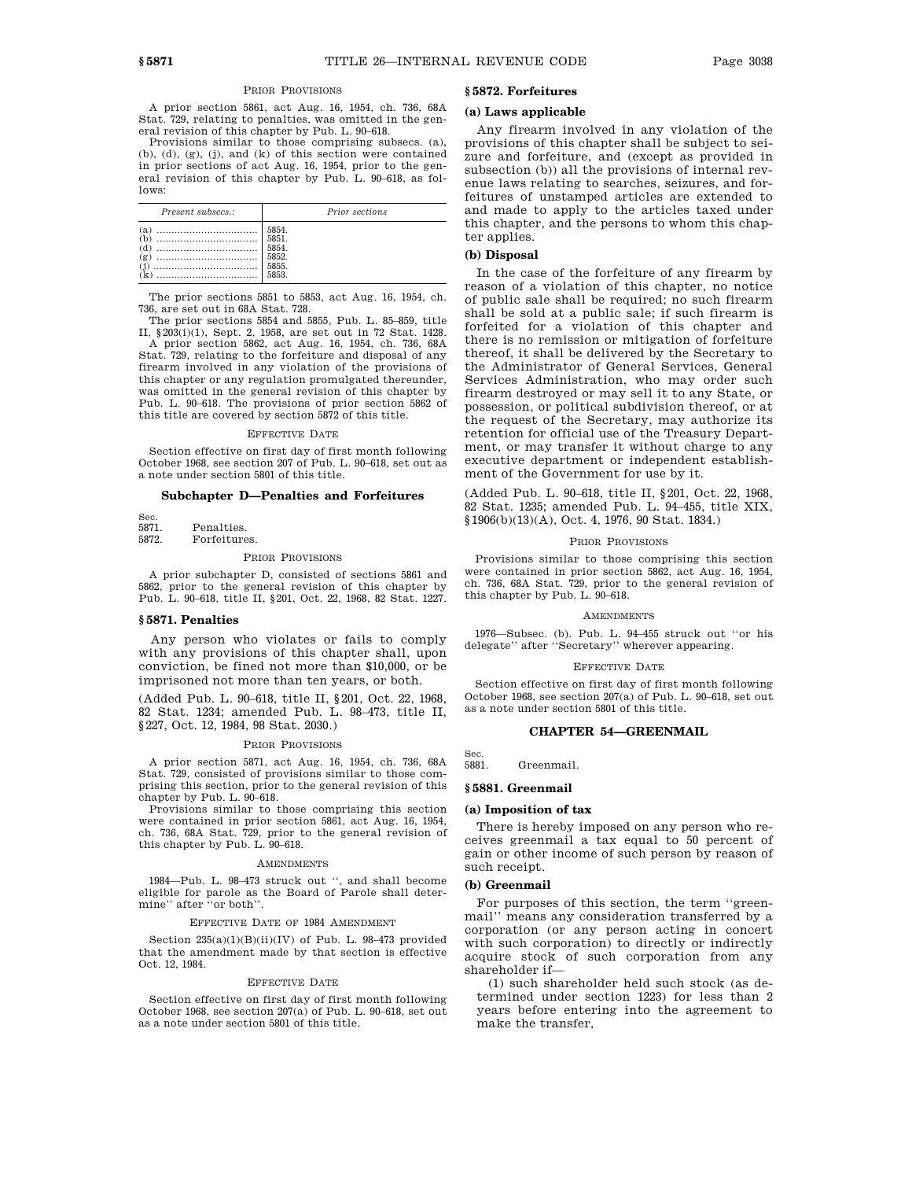PRIOR PROVISIONS

A prior section 5861, act Aug. 16, 1954, ch. 736, 68A Stat. 729, relating to penalties, was omitted in the general revision of this chapter by Pub. L. 90–618.

Provisions similar to those comprising subsecs. (a), (b), (d), (g), (j), and (k) of this section were contained in prior sections of act Aug. 16, 1954, prior to the general revision of this chapter by Pub. L. 90–618, as follows:

| *Present subsecs.:* | *Prior sections* |
|---|---|
| (a) | 5854. |
| (b) | 5851. |
| (d) | 5854. |
| (g) | 5852. |
| (j) | 5855. |
| (k) | 5853. |

The prior sections 5851 to 5853, act Aug. 16, 1954, ch. 736, are set out in 68A Stat. 728.

The prior sections 5854 and 5855, Pub. L. 85–859, title II, §203(i)(1), Sept. 2, 1958, are set out in 72 Stat. 1428.

A prior section 5862, act Aug. 16, 1954, ch. 736, 68A Stat. 729, relating to the forfeiture and disposal of any firearm involved in any violation of the provisions of this chapter or any regulation promulgated thereunder, was omitted in the general revision of this chapter by Pub. L. 90–618. The provisions of prior section 5862 of this title are covered by section 5872 of this title.

EFFECTIVE DATE

Section effective on first day of first month following October 1968, see section 207 of Pub. L. 90–618, set out as a note under section 5801 of this title.

## Subchapter D—Penalties and Forfeitures

Sec.
5871. Penalties.
5872. Forfeitures.

PRIOR PROVISIONS

A prior subchapter D, consisted of sections 5861 and 5862, prior to the general revision of this chapter by Pub. L. 90–618, title II, §201, Oct. 22, 1968, 82 Stat. 1227.

### § 5871. Penalties

Any person who violates or fails to comply with any provisions of this chapter shall, upon conviction, be fined not more than $10,000, or be imprisoned not more than ten years, or both.

(Added Pub. L. 90–618, title II, §201, Oct. 22, 1968, 82 Stat. 1234; amended Pub. L. 98–473, title II, §227, Oct. 12, 1984, 98 Stat. 2030.)

PRIOR PROVISIONS

A prior section 5871, act Aug. 16, 1954, ch. 736, 68A Stat. 729, consisted of provisions similar to those comprising this section, prior to the general revision of this chapter by Pub. L. 90–618.

Provisions similar to those comprising this section were contained in prior section 5861, act Aug. 16, 1954, ch. 736, 68A Stat. 729, prior to the general revision of this chapter by Pub. L. 90–618.

AMENDMENTS

1984—Pub. L. 98–473 struck out '', and shall become eligible for parole as the Board of Parole shall determine'' after ''or both''.

EFFECTIVE DATE OF 1984 AMENDMENT

Section 235(a)(1)(B)(ii)(IV) of Pub. L. 98–473 provided that the amendment made by that section is effective Oct. 12, 1984.

EFFECTIVE DATE

Section effective on first day of first month following October 1968, see section 207(a) of Pub. L. 90–618, set out as a note under section 5801 of this title.

### § 5872. Forfeitures

#### (a) Laws applicable

Any firearm involved in any violation of the provisions of this chapter shall be subject to seizure and forfeiture, and (except as provided in subsection (b)) all the provisions of internal revenue laws relating to searches, seizures, and forfeitures of unstamped articles are extended to and made to apply to the articles taxed under this chapter, and the persons to whom this chapter applies.

#### (b) Disposal

In the case of the forfeiture of any firearm by reason of a violation of this chapter, no notice of public sale shall be required; no such firearm shall be sold at a public sale; if such firearm is forfeited for a violation of this chapter and there is no remission or mitigation of forfeiture thereof, it shall be delivered by the Secretary to the Administrator of General Services, General Services Administration, who may order such firearm destroyed or may sell it to any State, or possession, or political subdivision thereof, or at the request of the Secretary, may authorize its retention for official use of the Treasury Department, or may transfer it without charge to any executive department or independent establishment of the Government for use by it.

(Added Pub. L. 90–618, title II, §201, Oct. 22, 1968, 82 Stat. 1235; amended Pub. L. 94–455, title XIX, §1906(b)(13)(A), Oct. 4, 1976, 90 Stat. 1834.)

PRIOR PROVISIONS

Provisions similar to those comprising this section were contained in prior section 5862, act Aug. 16, 1954, ch. 736, 68A Stat. 729, prior to the general revision of this chapter by Pub. L. 90–618.

AMENDMENTS

1976—Subsec. (b). Pub. L. 94–455 struck out ''or his delegate'' after ''Secretary'' wherever appearing.

EFFECTIVE DATE

Section effective on first day of first month following October 1968, see section 207(a) of Pub. L. 90–618, set out as a note under section 5801 of this title.

## CHAPTER 54—GREENMAIL

Sec.
5881. Greenmail.

### § 5881. Greenmail

#### (a) Imposition of tax

There is hereby imposed on any person who receives greenmail a tax equal to 50 percent of gain or other income of such person by reason of such receipt.

#### (b) Greenmail

For purposes of this section, the term ''greenmail'' means any consideration transferred by a corporation (or any person acting in concert with such corporation) to directly or indirectly acquire stock of such corporation from any shareholder if—

(1) such shareholder held such stock (as determined under section 1223) for less than 2 years before entering into the agreement to make the transfer,